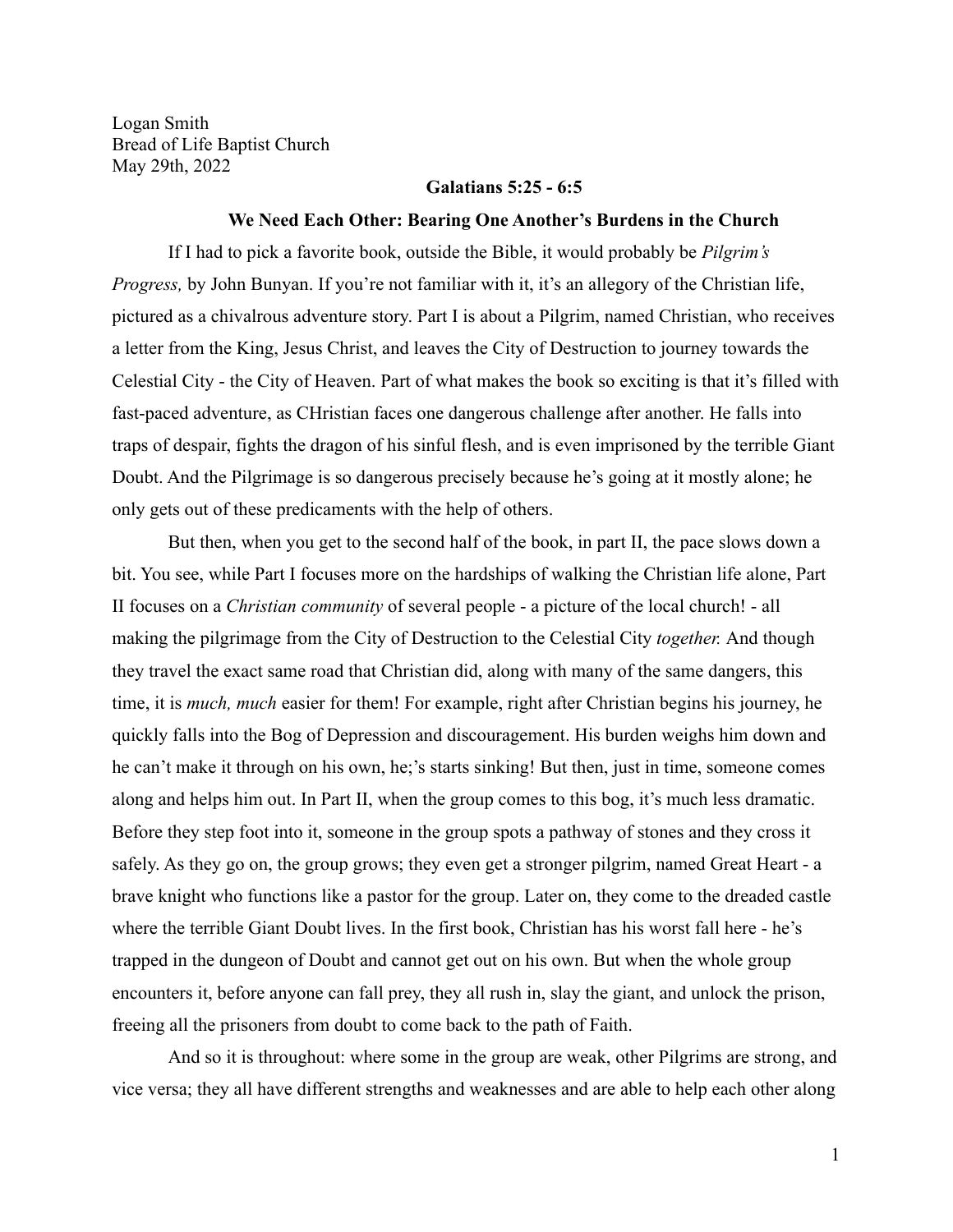Logan Smith
Bread of Life Baptist Church
May 29th, 2022

**Galatians 5:25 - 6:5**

**We Need Each Other: Bearing One Another's Burdens in the Church**

If I had to pick a favorite book, outside the Bible, it would probably be *Pilgrim's Progress,* by John Bunyan. If you're not familiar with it, it's an allegory of the Christian life, pictured as a chivalrous adventure story. Part I is about a Pilgrim, named Christian, who receives a letter from the King, Jesus Christ, and leaves the City of Destruction to journey towards the Celestial City - the City of Heaven. Part of what makes the book so exciting is that it's filled with fast-paced adventure, as CHristian faces one dangerous challenge after another. He falls into traps of despair, fights the dragon of his sinful flesh, and is even imprisoned by the terrible Giant Doubt. And the Pilgrimage is so dangerous precisely because he's going at it mostly alone; he only gets out of these predicaments with the help of others.

But then, when you get to the second half of the book, in part II, the pace slows down a bit. You see, while Part I focuses more on the hardships of walking the Christian life alone, Part II focuses on a *Christian community* of several people - a picture of the local church! - all making the pilgrimage from the City of Destruction to the Celestial City *together.* And though they travel the exact same road that Christian did, along with many of the same dangers, this time, it is *much, much* easier for them! For example, right after Christian begins his journey, he quickly falls into the Bog of Depression and discouragement. His burden weighs him down and he can't make it through on his own, he;'s starts sinking! But then, just in time, someone comes along and helps him out. In Part II, when the group comes to this bog, it's much less dramatic. Before they step foot into it, someone in the group spots a pathway of stones and they cross it safely. As they go on, the group grows; they even get a stronger pilgrim, named Great Heart - a brave knight who functions like a pastor for the group. Later on, they come to the dreaded castle where the terrible Giant Doubt lives. In the first book, Christian has his worst fall here - he's trapped in the dungeon of Doubt and cannot get out on his own. But when the whole group encounters it, before anyone can fall prey, they all rush in, slay the giant, and unlock the prison, freeing all the prisoners from doubt to come back to the path of Faith.

And so it is throughout: where some in the group are weak, other Pilgrims are strong, and vice versa; they all have different strengths and weaknesses and are able to help each other along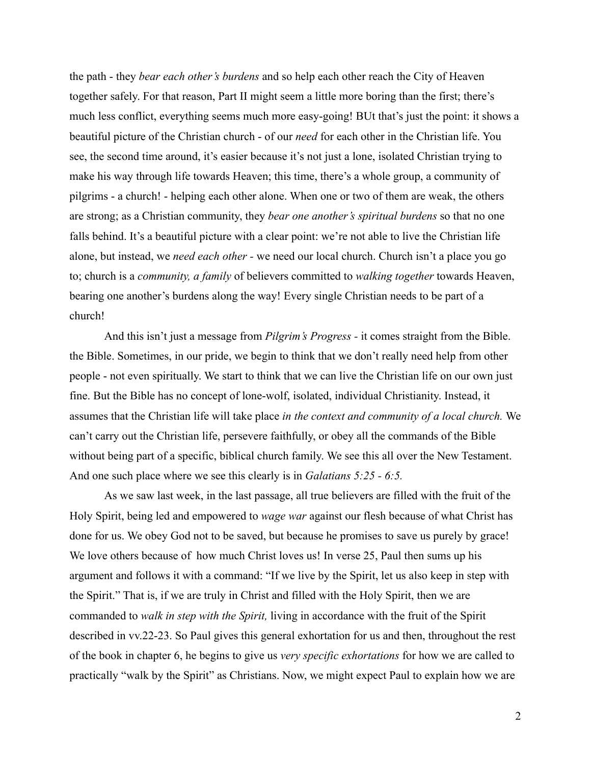the path - they *bear each other's burdens* and so help each other reach the City of Heaven together safely. For that reason, Part II might seem a little more boring than the first; there's much less conflict, everything seems much more easy-going! BUt that's just the point: it shows a beautiful picture of the Christian church - of our *need* for each other in the Christian life. You see, the second time around, it's easier because it's not just a lone, isolated Christian trying to make his way through life towards Heaven; this time, there's a whole group, a community of pilgrims - a church! - helping each other alone. When one or two of them are weak, the others are strong; as a Christian community, they *bear one another's spiritual burdens* so that no one falls behind. It's a beautiful picture with a clear point: we're not able to live the Christian life alone, but instead, we *need each other -* we need our local church. Church isn't a place you go to; church is a *community, a family* of believers committed to *walking together* towards Heaven, bearing one another's burdens along the way! Every single Christian needs to be part of a church!

And this isn't just a message from *Pilgrim's Progress* - it comes straight from the Bible. the Bible. Sometimes, in our pride, we begin to think that we don't really need help from other people - not even spiritually. We start to think that we can live the Christian life on our own just fine. But the Bible has no concept of lone-wolf, isolated, individual Christianity. Instead, it assumes that the Christian life will take place *in the context and community of a local church.* We can't carry out the Christian life, persevere faithfully, or obey all the commands of the Bible without being part of a specific, biblical church family. We see this all over the New Testament. And one such place where we see this clearly is in *Galatians 5:25 - 6:5.*

As we saw last week, in the last passage, all true believers are filled with the fruit of the Holy Spirit, being led and empowered to *wage war* against our flesh because of what Christ has done for us. We obey God not to be saved, but because he promises to save us purely by grace! We love others because of how much Christ loves us! In verse 25, Paul then sums up his argument and follows it with a command: "If we live by the Spirit, let us also keep in step with the Spirit." That is, if we are truly in Christ and filled with the Holy Spirit, then we are commanded to *walk in step with the Spirit,* living in accordance with the fruit of the Spirit described in vv.22-23. So Paul gives this general exhortation for us and then, throughout the rest of the book in chapter 6, he begins to give us *very specific exhortations* for how we are called to practically "walk by the Spirit" as Christians. Now, we might expect Paul to explain how we are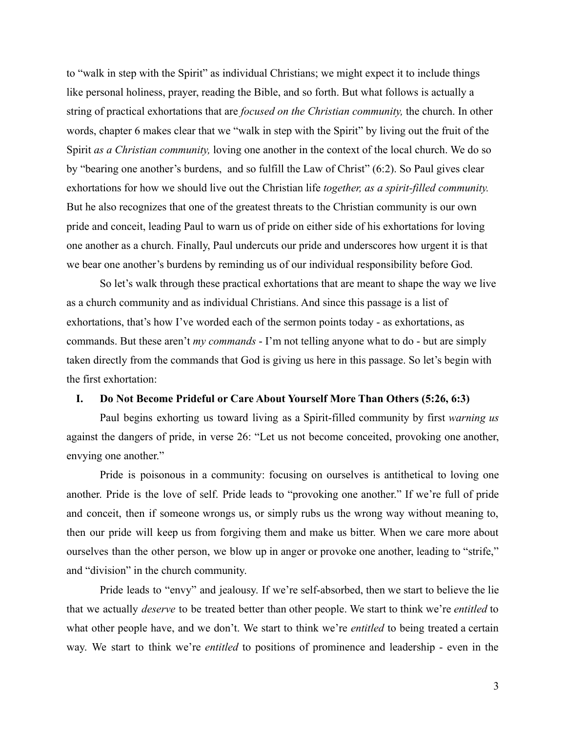to "walk in step with the Spirit" as individual Christians; we might expect it to include things like personal holiness, prayer, reading the Bible, and so forth. But what follows is actually a string of practical exhortations that are *focused on the Christian community,* the church. In other words, chapter 6 makes clear that we "walk in step with the Spirit" by living out the fruit of the Spirit *as a Christian community,* loving one another in the context of the local church. We do so by "bearing one another's burdens,  and so fulfill the Law of Christ" (6:2). So Paul gives clear exhortations for how we should live out the Christian life *together, as a spirit-filled community.* But he also recognizes that one of the greatest threats to the Christian community is our own pride and conceit, leading Paul to warn us of pride on either side of his exhortations for loving one another as a church. Finally, Paul undercuts our pride and underscores how urgent it is that we bear one another's burdens by reminding us of our individual responsibility before God.

So let's walk through these practical exhortations that are meant to shape the way we live as a church community and as individual Christians. And since this passage is a list of exhortations, that's how I've worded each of the sermon points today - as exhortations, as commands. But these aren't *my commands* - I'm not telling anyone what to do - but are simply taken directly from the commands that God is giving us here in this passage. So let's begin with the first exhortation:

**I. Do Not Become Prideful or Care About Yourself More Than Others (5:26, 6:3)**

Paul begins exhorting us toward living as a Spirit-filled community by first *warning us* against the dangers of pride, in verse 26: "Let us not become conceited, provoking one another, envying one another."

Pride is poisonous in a community: focusing on ourselves is antithetical to loving one another. Pride is the love of self. Pride leads to "provoking one another." If we're full of pride and conceit, then if someone wrongs us, or simply rubs us the wrong way without meaning to, then our pride will keep us from forgiving them and make us bitter. When we care more about ourselves than the other person, we blow up in anger or provoke one another, leading to "strife," and "division" in the church community.

Pride leads to "envy" and jealousy. If we're self-absorbed, then we start to believe the lie that we actually *deserve* to be treated better than other people. We start to think we're *entitled* to what other people have, and we don't. We start to think we're *entitled* to being treated a certain way. We start to think we're *entitled* to positions of prominence and leadership - even in the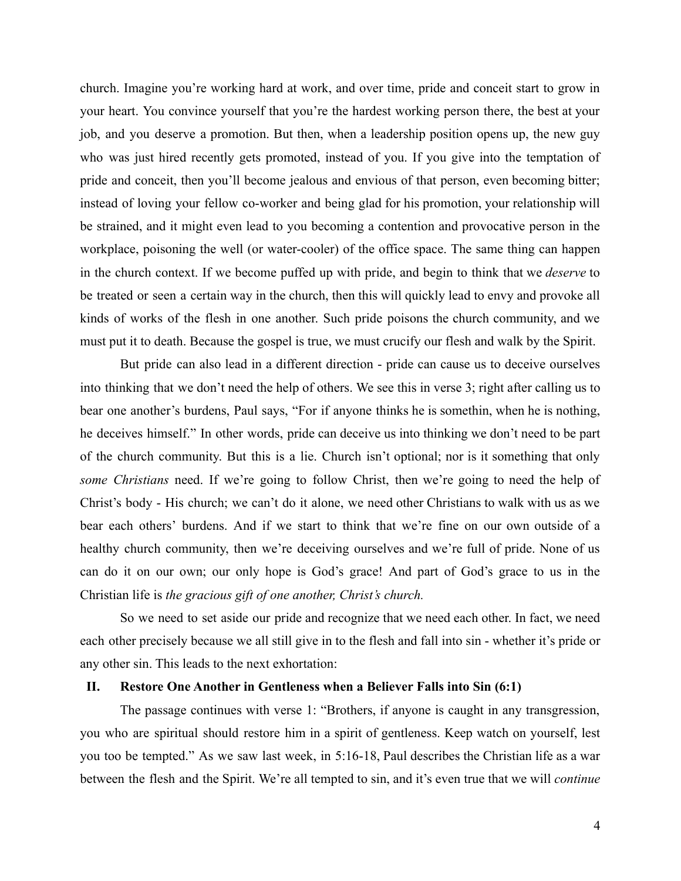church. Imagine you're working hard at work, and over time, pride and conceit start to grow in your heart. You convince yourself that you're the hardest working person there, the best at your job, and you deserve a promotion. But then, when a leadership position opens up, the new guy who was just hired recently gets promoted, instead of you. If you give into the temptation of pride and conceit, then you'll become jealous and envious of that person, even becoming bitter; instead of loving your fellow co-worker and being glad for his promotion, your relationship will be strained, and it might even lead to you becoming a contention and provocative person in the workplace, poisoning the well (or water-cooler) of the office space. The same thing can happen in the church context. If we become puffed up with pride, and begin to think that we *deserve* to be treated or seen a certain way in the church, then this will quickly lead to envy and provoke all kinds of works of the flesh in one another. Such pride poisons the church community, and we must put it to death. Because the gospel is true, we must crucify our flesh and walk by the Spirit.

But pride can also lead in a different direction - pride can cause us to deceive ourselves into thinking that we don't need the help of others. We see this in verse 3; right after calling us to bear one another's burdens, Paul says, "For if anyone thinks he is somethin, when he is nothing, he deceives himself." In other words, pride can deceive us into thinking we don't need to be part of the church community. But this is a lie. Church isn't optional; nor is it something that only *some Christians* need. If we're going to follow Christ, then we're going to need the help of Christ's body - His church; we can't do it alone, we need other Christians to walk with us as we bear each others' burdens. And if we start to think that we're fine on our own outside of a healthy church community, then we're deceiving ourselves and we're full of pride. None of us can do it on our own; our only hope is God's grace! And part of God's grace to us in the Christian life is *the gracious gift of one another, Christ's church.*

So we need to set aside our pride and recognize that we need each other. In fact, we need each other precisely because we all still give in to the flesh and fall into sin - whether it's pride or any other sin. This leads to the next exhortation:

## II. Restore One Another in Gentleness when a Believer Falls into Sin (6:1)

The passage continues with verse 1: "Brothers, if anyone is caught in any transgression, you who are spiritual should restore him in a spirit of gentleness. Keep watch on yourself, lest you too be tempted." As we saw last week, in 5:16-18, Paul describes the Christian life as a war between the flesh and the Spirit. We're all tempted to sin, and it's even true that we will *continue*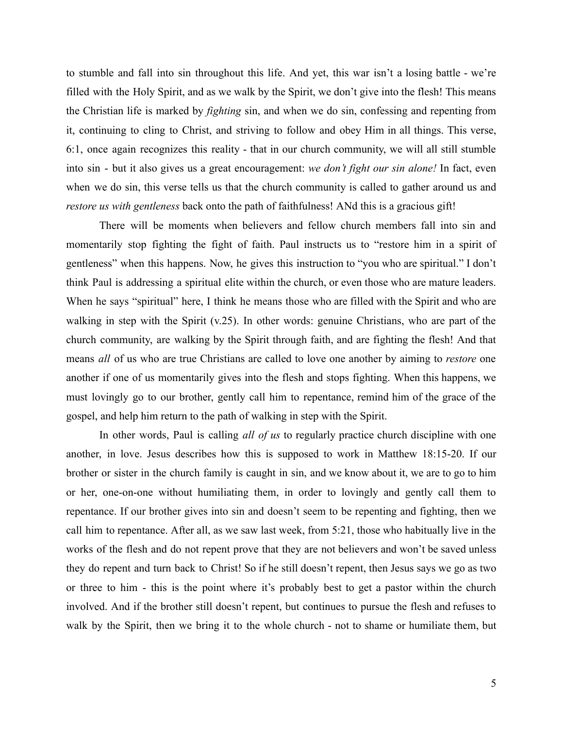to stumble and fall into sin throughout this life. And yet, this war isn't a losing battle - we're filled with the Holy Spirit, and as we walk by the Spirit, we don't give into the flesh! This means the Christian life is marked by *fighting* sin, and when we do sin, confessing and repenting from it, continuing to cling to Christ, and striving to follow and obey Him in all things. This verse, 6:1, once again recognizes this reality - that in our church community, we will all still stumble into sin - but it also gives us a great encouragement: *we don't fight our sin alone!* In fact, even when we do sin, this verse tells us that the church community is called to gather around us and *restore us with gentleness* back onto the path of faithfulness! ANd this is a gracious gift!

There will be moments when believers and fellow church members fall into sin and momentarily stop fighting the fight of faith. Paul instructs us to "restore him in a spirit of gentleness" when this happens. Now, he gives this instruction to "you who are spiritual." I don't think Paul is addressing a spiritual elite within the church, or even those who are mature leaders. When he says "spiritual" here, I think he means those who are filled with the Spirit and who are walking in step with the Spirit (v.25). In other words: genuine Christians, who are part of the church community, are walking by the Spirit through faith, and are fighting the flesh! And that means *all* of us who are true Christians are called to love one another by aiming to *restore* one another if one of us momentarily gives into the flesh and stops fighting. When this happens, we must lovingly go to our brother, gently call him to repentance, remind him of the grace of the gospel, and help him return to the path of walking in step with the Spirit.

In other words, Paul is calling *all of us* to regularly practice church discipline with one another, in love. Jesus describes how this is supposed to work in Matthew 18:15-20. If our brother or sister in the church family is caught in sin, and we know about it, we are to go to him or her, one-on-one without humiliating them, in order to lovingly and gently call them to repentance. If our brother gives into sin and doesn't seem to be repenting and fighting, then we call him to repentance. After all, as we saw last week, from 5:21, those who habitually live in the works of the flesh and do not repent prove that they are not believers and won't be saved unless they do repent and turn back to Christ! So if he still doesn't repent, then Jesus says we go as two or three to him - this is the point where it's probably best to get a pastor within the church involved. And if the brother still doesn't repent, but continues to pursue the flesh and refuses to walk by the Spirit, then we bring it to the whole church - not to shame or humiliate them, but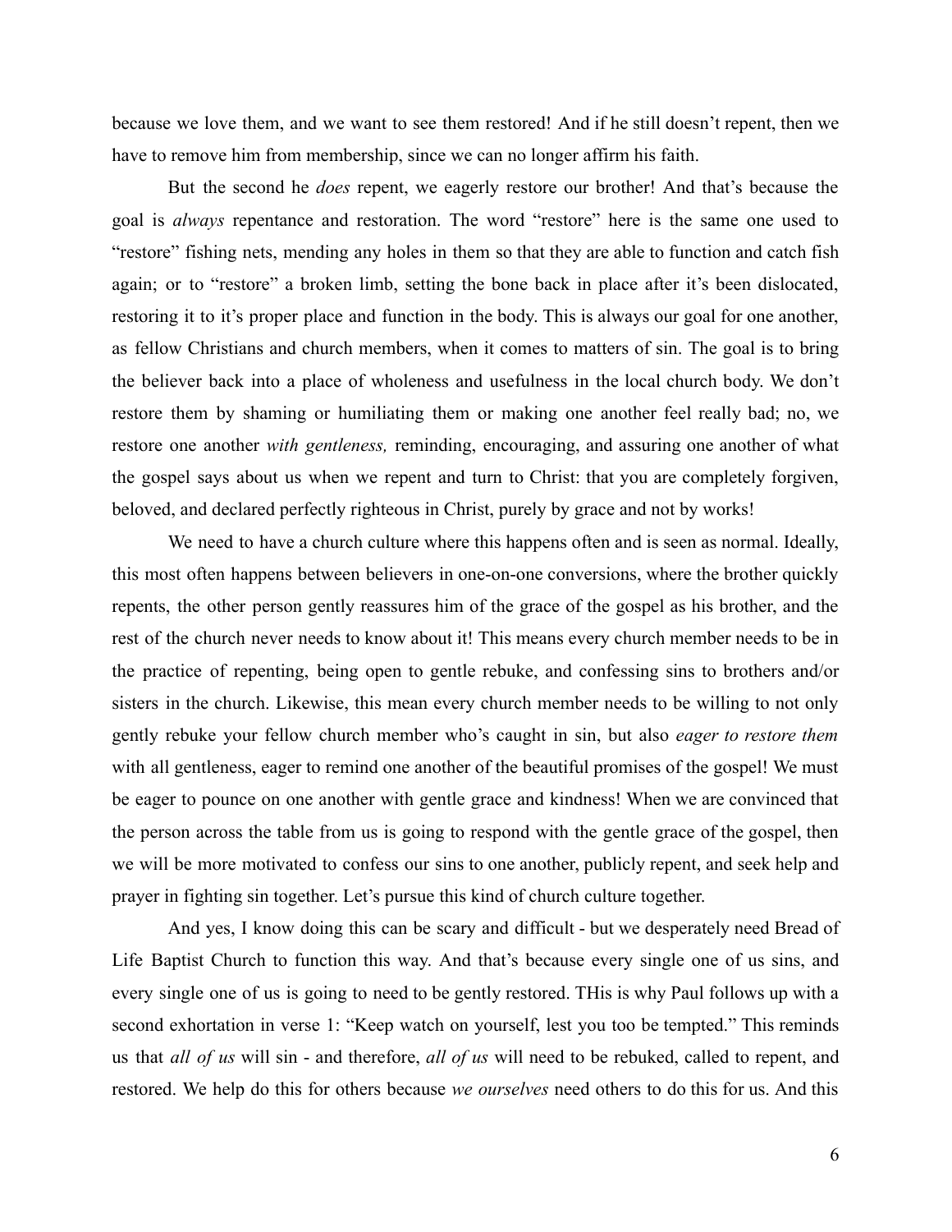because we love them, and we want to see them restored! And if he still doesn't repent, then we have to remove him from membership, since we can no longer affirm his faith.

But the second he *does* repent, we eagerly restore our brother! And that's because the goal is *always* repentance and restoration. The word "restore" here is the same one used to "restore" fishing nets, mending any holes in them so that they are able to function and catch fish again; or to "restore" a broken limb, setting the bone back in place after it's been dislocated, restoring it to it's proper place and function in the body. This is always our goal for one another, as fellow Christians and church members, when it comes to matters of sin. The goal is to bring the believer back into a place of wholeness and usefulness in the local church body. We don't restore them by shaming or humiliating them or making one another feel really bad; no, we restore one another *with gentleness,* reminding, encouraging, and assuring one another of what the gospel says about us when we repent and turn to Christ: that you are completely forgiven, beloved, and declared perfectly righteous in Christ, purely by grace and not by works!

We need to have a church culture where this happens often and is seen as normal. Ideally, this most often happens between believers in one-on-one conversions, where the brother quickly repents, the other person gently reassures him of the grace of the gospel as his brother, and the rest of the church never needs to know about it! This means every church member needs to be in the practice of repenting, being open to gentle rebuke, and confessing sins to brothers and/or sisters in the church. Likewise, this mean every church member needs to be willing to not only gently rebuke your fellow church member who's caught in sin, but also *eager to restore them* with all gentleness, eager to remind one another of the beautiful promises of the gospel! We must be eager to pounce on one another with gentle grace and kindness! When we are convinced that the person across the table from us is going to respond with the gentle grace of the gospel, then we will be more motivated to confess our sins to one another, publicly repent, and seek help and prayer in fighting sin together. Let's pursue this kind of church culture together.

And yes, I know doing this can be scary and difficult - but we desperately need Bread of Life Baptist Church to function this way. And that's because every single one of us sins, and every single one of us is going to need to be gently restored. THis is why Paul follows up with a second exhortation in verse 1: "Keep watch on yourself, lest you too be tempted." This reminds us that *all of us* will sin - and therefore, *all of us* will need to be rebuked, called to repent, and restored. We help do this for others because *we ourselves* need others to do this for us. And this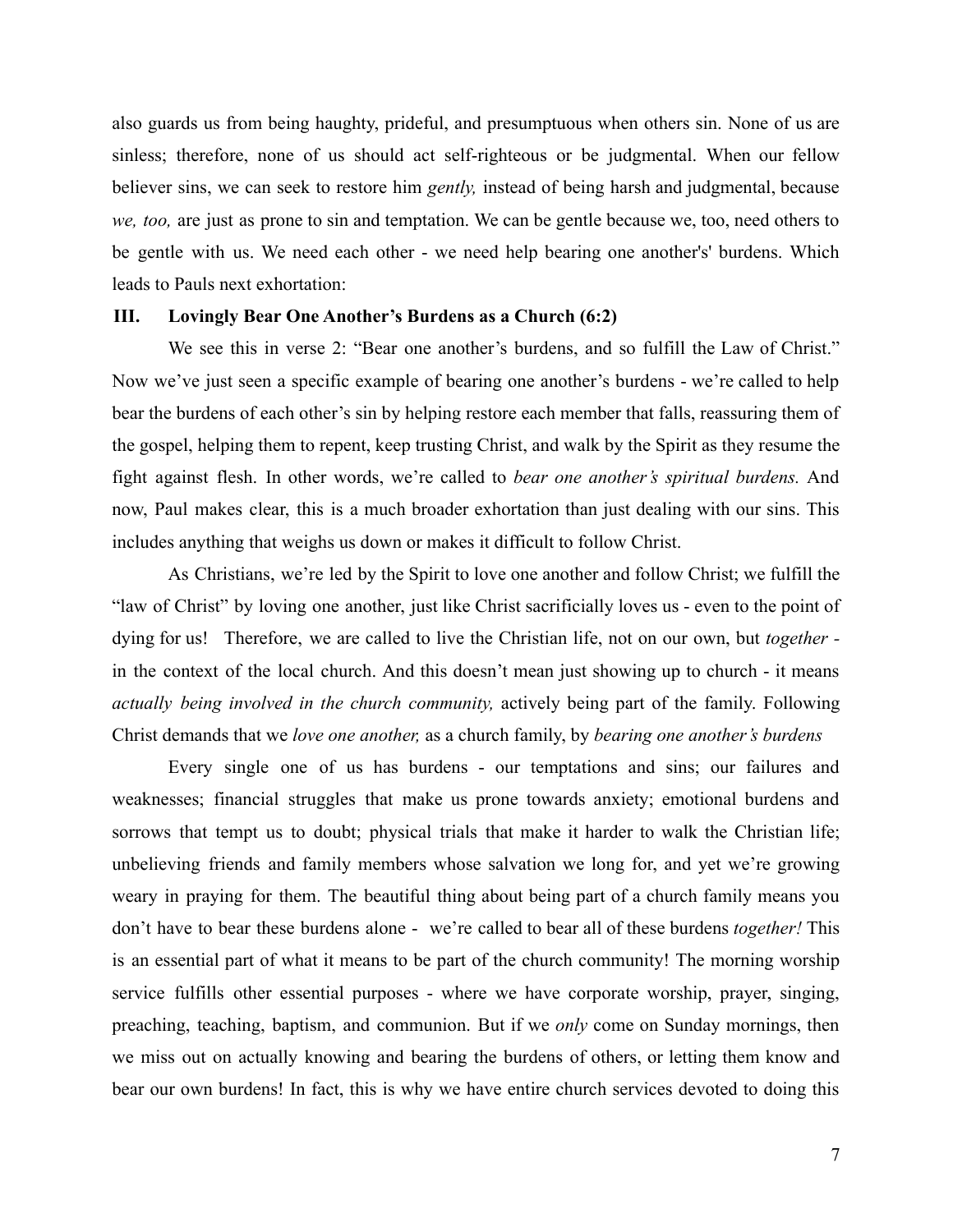also guards us from being haughty, prideful, and presumptuous when others sin. None of us are sinless; therefore, none of us should act self-righteous or be judgmental. When our fellow believer sins, we can seek to restore him *gently,* instead of being harsh and judgmental, because *we, too,* are just as prone to sin and temptation. We can be gentle because we, too, need others to be gentle with us. We need each other - we need help bearing one another's' burdens. Which leads to Pauls next exhortation:

### III. Lovingly Bear One Another's Burdens as a Church (6:2)

We see this in verse 2: "Bear one another's burdens, and so fulfill the Law of Christ." Now we've just seen a specific example of bearing one another's burdens - we're called to help bear the burdens of each other's sin by helping restore each member that falls, reassuring them of the gospel, helping them to repent, keep trusting Christ, and walk by the Spirit as they resume the fight against flesh. In other words, we're called to *bear one another's spiritual burdens.* And now, Paul makes clear, this is a much broader exhortation than just dealing with our sins. This includes anything that weighs us down or makes it difficult to follow Christ.

As Christians, we're led by the Spirit to love one another and follow Christ; we fulfill the "law of Christ" by loving one another, just like Christ sacrificially loves us - even to the point of dying for us! Therefore, we are called to live the Christian life, not on our own, but *together -* in the context of the local church. And this doesn't mean just showing up to church - it means *actually being involved in the church community,* actively being part of the family. Following Christ demands that we *love one another,* as a church family, by *bearing one another's burdens*

Every single one of us has burdens - our temptations and sins; our failures and weaknesses; financial struggles that make us prone towards anxiety; emotional burdens and sorrows that tempt us to doubt; physical trials that make it harder to walk the Christian life; unbelieving friends and family members whose salvation we long for, and yet we're growing weary in praying for them. The beautiful thing about being part of a church family means you don't have to bear these burdens alone - we're called to bear all of these burdens *together!* This is an essential part of what it means to be part of the church community! The morning worship service fulfills other essential purposes - where we have corporate worship, prayer, singing, preaching, teaching, baptism, and communion. But if we *only* come on Sunday mornings, then we miss out on actually knowing and bearing the burdens of others, or letting them know and bear our own burdens! In fact, this is why we have entire church services devoted to doing this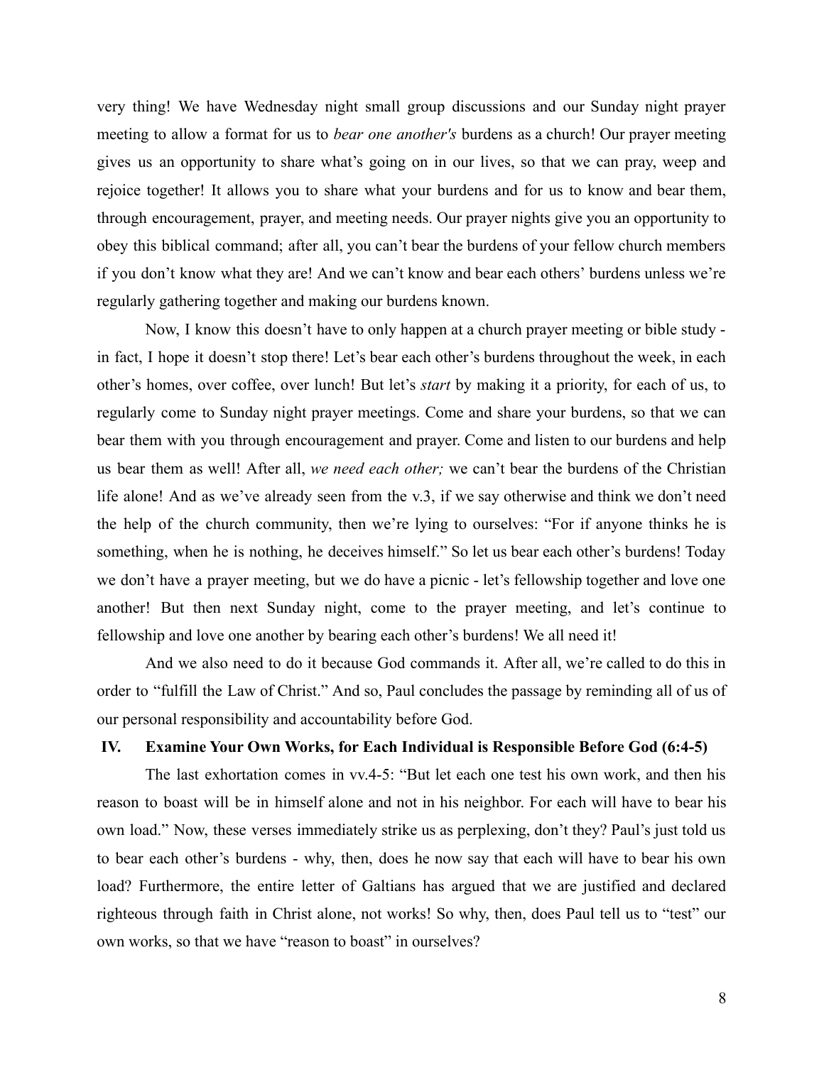very thing! We have Wednesday night small group discussions and our Sunday night prayer meeting to allow a format for us to *bear one another's* burdens as a church! Our prayer meeting gives us an opportunity to share what's going on in our lives, so that we can pray, weep and rejoice together! It allows you to share what your burdens and for us to know and bear them, through encouragement, prayer, and meeting needs. Our prayer nights give you an opportunity to obey this biblical command; after all, you can't bear the burdens of your fellow church members if you don't know what they are! And we can't know and bear each others' burdens unless we're regularly gathering together and making our burdens known.

Now, I know this doesn't have to only happen at a church prayer meeting or bible study - in fact, I hope it doesn't stop there! Let's bear each other's burdens throughout the week, in each other's homes, over coffee, over lunch! But let's *start* by making it a priority, for each of us, to regularly come to Sunday night prayer meetings. Come and share your burdens, so that we can bear them with you through encouragement and prayer. Come and listen to our burdens and help us bear them as well! After all, *we need each other;* we can't bear the burdens of the Christian life alone! And as we've already seen from the v.3, if we say otherwise and think we don't need the help of the church community, then we're lying to ourselves: "For if anyone thinks he is something, when he is nothing, he deceives himself." So let us bear each other's burdens! Today we don't have a prayer meeting, but we do have a picnic - let's fellowship together and love one another! But then next Sunday night, come to the prayer meeting, and let's continue to fellowship and love one another by bearing each other's burdens! We all need it!

And we also need to do it because God commands it. After all, we're called to do this in order to "fulfill the Law of Christ." And so, Paul concludes the passage by reminding all of us of our personal responsibility and accountability before God.

## IV. Examine Your Own Works, for Each Individual is Responsible Before God (6:4-5)

The last exhortation comes in vv.4-5: "But let each one test his own work, and then his reason to boast will be in himself alone and not in his neighbor. For each will have to bear his own load." Now, these verses immediately strike us as perplexing, don't they? Paul's just told us to bear each other's burdens - why, then, does he now say that each will have to bear his own load? Furthermore, the entire letter of Galtians has argued that we are justified and declared righteous through faith in Christ alone, not works! So why, then, does Paul tell us to "test" our own works, so that we have "reason to boast" in ourselves?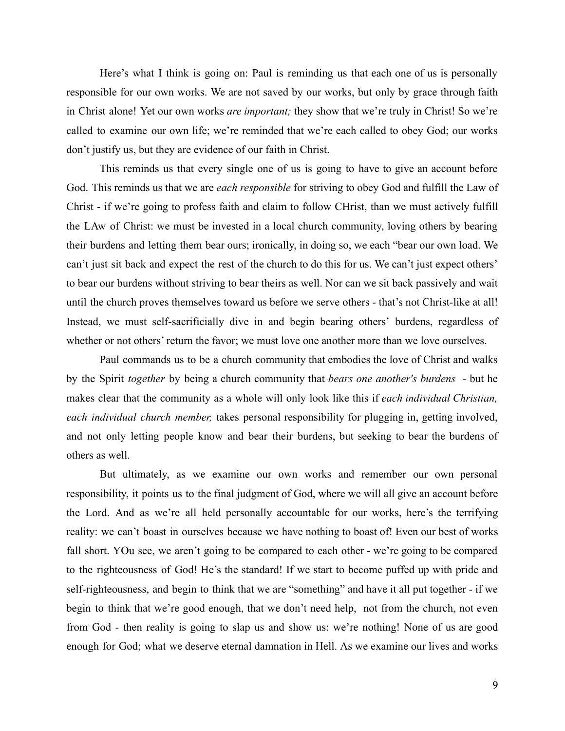Here's what I think is going on: Paul is reminding us that each one of us is personally responsible for our own works. We are not saved by our works, but only by grace through faith in Christ alone! Yet our own works *are important;* they show that we're truly in Christ! So we're called to examine our own life; we're reminded that we're each called to obey God; our works don't justify us, but they are evidence of our faith in Christ.

This reminds us that every single one of us is going to have to give an account before God. This reminds us that we are *each responsible* for striving to obey God and fulfill the Law of Christ - if we're going to profess faith and claim to follow CHrist, than we must actively fulfill the LAw of Christ: we must be invested in a local church community, loving others by bearing their burdens and letting them bear ours; ironically, in doing so, we each "bear our own load. We can't just sit back and expect the rest of the church to do this for us. We can't just expect others' to bear our burdens without striving to bear theirs as well. Nor can we sit back passively and wait until the church proves themselves toward us before we serve others - that's not Christ-like at all! Instead, we must self-sacrificially dive in and begin bearing others' burdens, regardless of whether or not others' return the favor; we must love one another more than we love ourselves.

Paul commands us to be a church community that embodies the love of Christ and walks by the Spirit *together* by being a church community that *bears one another's burdens* - but he makes clear that the community as a whole will only look like this if *each individual Christian, each individual church member,* takes personal responsibility for plugging in, getting involved, and not only letting people know and bear their burdens, but seeking to bear the burdens of others as well.

But ultimately, as we examine our own works and remember our own personal responsibility, it points us to the final judgment of God, where we will all give an account before the Lord. And as we're all held personally accountable for our works, here's the terrifying reality: we can't boast in ourselves because we have nothing to boast of! Even our best of works fall short. YOu see, we aren't going to be compared to each other - we're going to be compared to the righteousness of God! He's the standard! If we start to become puffed up with pride and self-righteousness, and begin to think that we are "something" and have it all put together - if we begin to think that we're good enough, that we don't need help, not from the church, not even from God - then reality is going to slap us and show us: we're nothing! None of us are good enough for God; what we deserve eternal damnation in Hell. As we examine our lives and works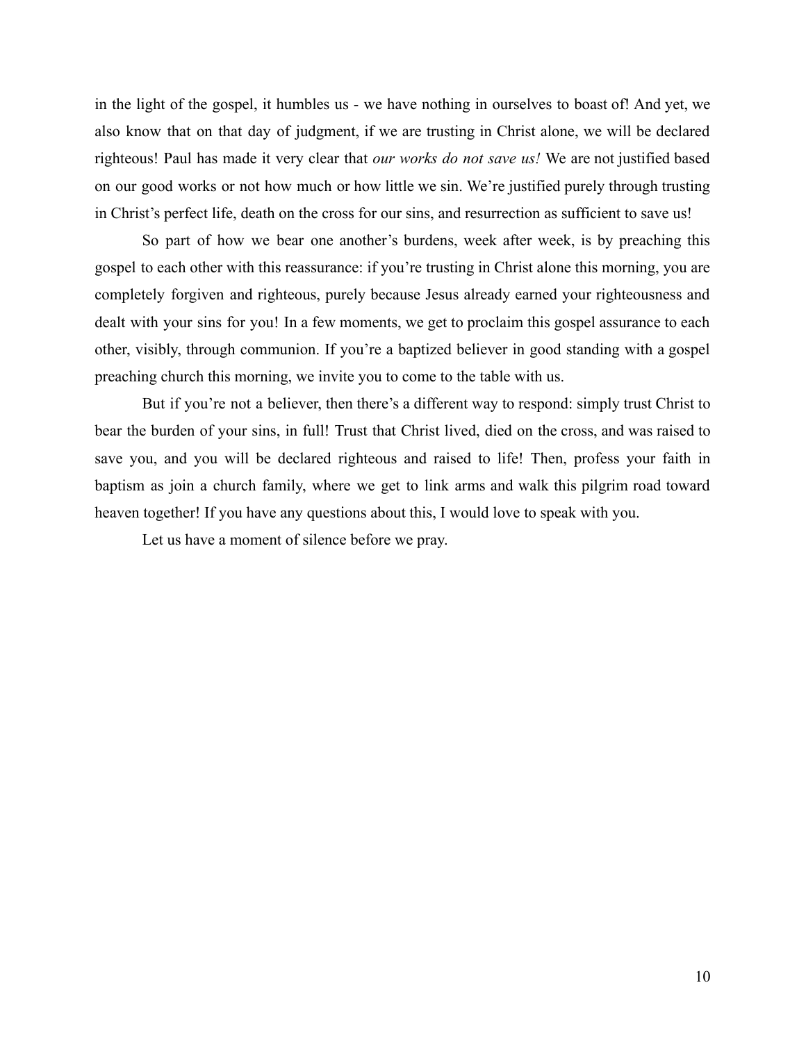in the light of the gospel, it humbles us - we have nothing in ourselves to boast of! And yet, we also know that on that day of judgment, if we are trusting in Christ alone, we will be declared righteous! Paul has made it very clear that *our works do not save us!* We are not justified based on our good works or not how much or how little we sin. We're justified purely through trusting in Christ's perfect life, death on the cross for our sins, and resurrection as sufficient to save us!

So part of how we bear one another's burdens, week after week, is by preaching this gospel to each other with this reassurance: if you're trusting in Christ alone this morning, you are completely forgiven and righteous, purely because Jesus already earned your righteousness and dealt with your sins for you! In a few moments, we get to proclaim this gospel assurance to each other, visibly, through communion. If you're a baptized believer in good standing with a gospel preaching church this morning, we invite you to come to the table with us.

But if you're not a believer, then there's a different way to respond: simply trust Christ to bear the burden of your sins, in full! Trust that Christ lived, died on the cross, and was raised to save you, and you will be declared righteous and raised to life! Then, profess your faith in baptism as join a church family, where we get to link arms and walk this pilgrim road toward heaven together! If you have any questions about this, I would love to speak with you.

Let us have a moment of silence before we pray.